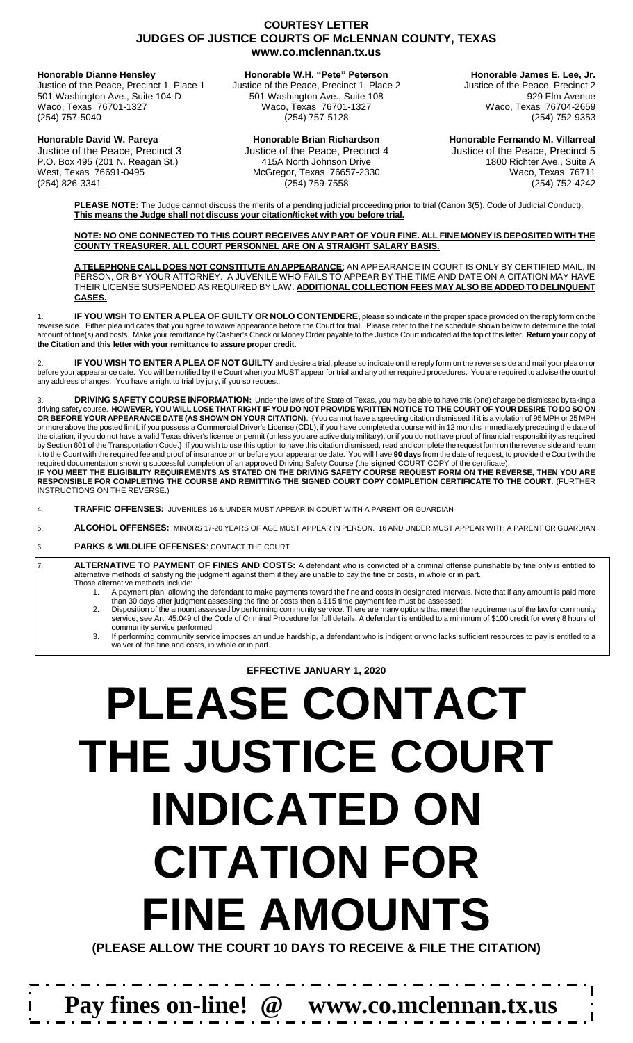# COURTESY LETTER

## JUDGES OF JUSTICE COURTS OF McLENNAN COUNTY, TEXAS

**www.co.mclennan.tx.us**

**Honorable Dianne Hensley**
Justice of the Peace, Precinct 1, Place 1
501 Washington Ave., Suite 104-D
Waco, Texas 76701-1327
(254) 757-5040

**Honorable W.H. "Pete" Peterson**
Justice of the Peace, Precinct 1, Place 2
501 Washington Ave., Suite 108
Waco, Texas 76701-1327
(254) 757-5128

**Honorable James E. Lee, Jr.**
Justice of the Peace, Precinct 2
929 Elm Avenue
Waco, Texas 76704-2659
(254) 752-9353

**Honorable David W. Pareya**
Justice of the Peace, Precinct 3
P.O. Box 495 (201 N. Reagan St.)
West, Texas 76691-0495
(254) 826-3341

**Honorable Brian Richardson**
Justice of the Peace, Precinct 4
415A North Johnson Drive
McGregor, Texas 76657-2330
(254) 759-7558

**Honorable Fernando M. Villarreal**
Justice of the Peace, Precinct 5
1800 Richter Ave., Suite A
Waco, Texas 76711
(254) 752-4242

**PLEASE NOTE:** The Judge cannot discuss the merits of a pending judicial proceeding prior to trial (Canon 3(5). Code of Judicial Conduct). **This means the Judge shall not discuss your citation/ticket with you before trial.**

**NOTE: NO ONE CONNECTED TO THIS COURT RECEIVES ANY PART OF YOUR FINE. ALL FINE MONEY IS DEPOSITED WITH THE COUNTY TREASURER. ALL COURT PERSONNEL ARE ON A STRAIGHT SALARY BASIS.**

**A TELEPHONE CALL DOES NOT CONSTITUTE AN APPEARANCE**; AN APPEARANCE IN COURT IS ONLY BY CERTIFIED MAIL, IN PERSON, OR BY YOUR ATTORNEY. A JUVENILE WHO FAILS TO APPEAR BY THE TIME AND DATE ON A CITATION MAY HAVE THEIR LICENSE SUSPENDED AS REQUIRED BY LAW. **ADDITIONAL COLLECTION FEES MAY ALSO BE ADDED TO DELINQUENT CASES.**

1. **IF YOU WISH TO ENTER A PLEA OF GUILTY OR NOLO CONTENDERE**, please so indicate in the proper space provided on the reply form on the reverse side. Either plea indicates that you agree to waive appearance before the Court for trial. Please refer to the fine schedule shown below to determine the total amount of fine(s) and costs. Make your remittance by Cashier's Check or Money Order payable to the Justice Court indicated at the top of this letter. **Return your copy of the Citation and this letter with your remittance to assure proper credit.**

2. **IF YOU WISH TO ENTER A PLEA OF NOT GUILTY** and desire a trial, please so indicate on the reply form on the reverse side and mail your plea on or before your appearance date. You will be notified by the Court when you MUST appear for trial and any other required procedures. You are required to advise the court of any address changes. You have a right to trial by jury, if you so request.

3. **DRIVING SAFETY COURSE INFORMATION:** Under the laws of the State of Texas, you may be able to have this (one) charge be dismissed by taking a driving safety course. **HOWEVER, YOU WILL LOSE THAT RIGHT IF YOU DO NOT PROVIDE WRITTEN NOTICE TO THE COURT OF YOUR DESIRE TO DO SO ON OR BEFORE YOUR APPEARANCE DATE (AS SHOWN ON YOUR CITATION)**. {You cannot have a speeding citation dismissed if it is a violation of 95 MPH or 25 MPH or more above the posted limit, if you possess a Commercial Driver's License (CDL), if you have completed a course within 12 months immediately preceding the date of the citation, if you do not have a valid Texas driver's license or permit (unless you are active duty military), or if you do not have proof of financial responsibility as required by Section 601 of the Transportation Code.} If you wish to use this option to have this citation dismissed, read and complete the request form on the reverse side and return it to the Court with the required fee and proof of insurance on or before your appearance date. You will have **90 days** from the date of request, to provide the Court with the required documentation showing successful completion of an approved Driving Safety Course (the **signed** COURT COPY of the certificate).
**IF YOU MEET THE ELIGIBILITY REQUIREMENTS AS STATED ON THE DRIVING SAFETY COURSE REQUEST FORM ON THE REVERSE, THEN YOU ARE RESPONSIBLE FOR COMPLETING THE COURSE AND REMITTING THE SIGNED COURT COPY COMPLETION CERTIFICATE TO THE COURT.** (FURTHER INSTRUCTIONS ON THE REVERSE.)

4. **TRAFFIC OFFENSES:** JUVENILES 16 & UNDER MUST APPEAR IN COURT WITH A PARENT OR GUARDIAN

5. **ALCOHOL OFFENSES:** MINORS 17-20 YEARS OF AGE MUST APPEAR IN PERSON. 16 AND UNDER MUST APPEAR WITH A PARENT OR GUARDIAN

6. **PARKS & WILDLIFE OFFENSES**: CONTACT THE COURT

7. **ALTERNATIVE TO PAYMENT OF FINES AND COSTS:** A defendant who is convicted of a criminal offense punishable by fine only is entitled to alternative methods of satisfying the judgment against them if they are unable to pay the fine or costs, in whole or in part.
Those alternative methods include:
   1. A payment plan, allowing the defendant to make payments toward the fine and costs in designated intervals. Note that if any amount is paid more than 30 days after judgment assessing the fine or costs then a $15 time payment fee must be assessed;
   2. Disposition of the amount assessed by performing community service. There are many options that meet the requirements of the law for community service, see Art. 45.049 of the Code of Criminal Procedure for full details. A defendant is entitled to a minimum of $100 credit for every 8 hours of community service performed;
   3. If performing community service imposes an undue hardship, a defendant who is indigent or who lacks sufficient resources to pay is entitled to a waiver of the fine and costs, in whole or in part.

**EFFECTIVE JANUARY 1, 2020**

# PLEASE CONTACT THE JUSTICE COURT INDICATED ON CITATION FOR FINE AMOUNTS

**(PLEASE ALLOW THE COURT 10 DAYS TO RECEIVE & FILE THE CITATION)**

**Pay fines on-line! @ www.co.mclennan.tx.us**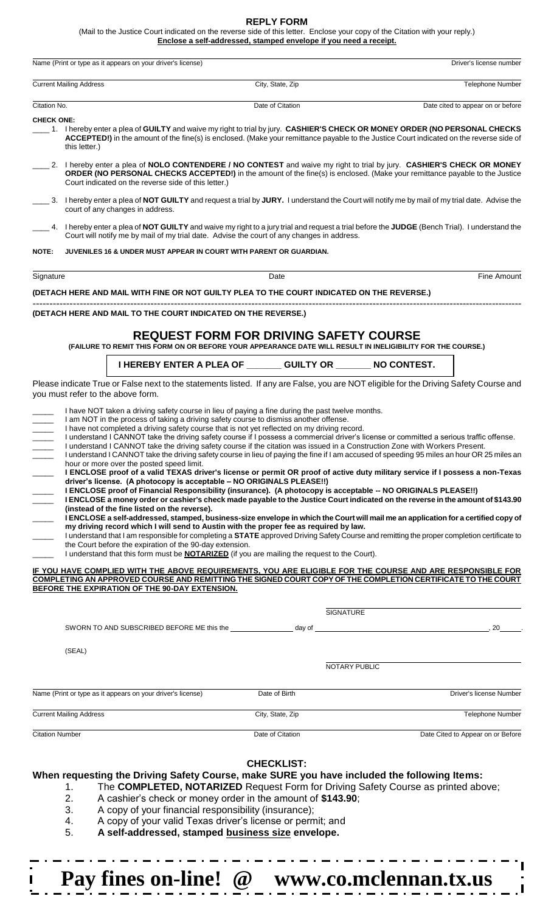# REPLY FORM

(Mail to the Justice Court indicated on the reverse side of this letter. Enclose your copy of the Citation with your reply.)

**Enclose a self-addressed, stamped envelope if you need a receipt.**

| | | |
|---|---|---|
| Name (Print or type as it appears on your driver's license) | | Driver's license number |
| Current Mailing Address | City, State, Zip | Telephone Number |
| Citation No. | Date of Citation | Date cited to appear on or before |

**CHECK ONE:**

____ 1. I hereby enter a plea of **GUILTY** and waive my right to trial by jury. **CASHIER'S CHECK OR MONEY ORDER (NO PERSONAL CHECKS ACCEPTED!)** in the amount of the fine(s) is enclosed. (Make your remittance payable to the Justice Court indicated on the reverse side of this letter.)

____ 2. I hereby enter a plea of **NOLO CONTENDERE / NO CONTEST** and waive my right to trial by jury. **CASHIER'S CHECK OR MONEY ORDER (NO PERSONAL CHECKS ACCEPTED!)** in the amount of the fine(s) is enclosed. (Make your remittance payable to the Justice Court indicated on the reverse side of this letter.)

____ 3. I hereby enter a plea of **NOT GUILTY** and request a trial by **JURY**. I understand the Court will notify me by mail of my trial date. Advise the court of any changes in address.

____ 4. I hereby enter a plea of **NOT GUILTY** and waive my right to a jury trial and request a trial before the **JUDGE** (Bench Trial). I understand the Court will notify me by mail of my trial date. Advise the court of any changes in address.

**NOTE: JUVENILES 16 & UNDER MUST APPEAR IN COURT WITH PARENT OR GUARDIAN.**

| | | |
|---|---|---|
| Signature | Date | Fine Amount |

**(DETACH HERE AND MAIL WITH FINE OR NOT GUILTY PLEA TO THE COURT INDICATED ON THE REVERSE.)**

---

**(DETACH HERE AND MAIL TO THE COURT INDICATED ON THE REVERSE.)**

## REQUEST FORM FOR DRIVING SAFETY COURSE

**(FAILURE TO REMIT THIS FORM ON OR BEFORE YOUR APPEARANCE DATE WILL RESULT IN INELIGIBILITY FOR THE COURSE.)**

**I HEREBY ENTER A PLEA OF _______ GUILTY OR _______ NO CONTEST.**

Please indicate True or False next to the statements listed. If any are False, you are NOT eligible for the Driving Safety Course and you must refer to the above form.

_____ I have NOT taken a driving safety course in lieu of paying a fine during the past twelve months.
_____ I am NOT in the process of taking a driving safety course to dismiss another offense.
_____ I have not completed a driving safety course that is not yet reflected on my driving record.
_____ I understand I CANNOT take the driving safety course if I possess a commercial driver's license or committed a serious traffic offense.
_____ I understand I CANNOT take the driving safety course if the citation was issued in a Construction Zone with Workers Present.
_____ I understand I CANNOT take the driving safety course in lieu of paying the fine if I am accused of speeding 95 miles an hour OR 25 miles an hour or more over the posted speed limit.
_____ **I ENCLOSE proof of a valid TEXAS driver's license or permit OR proof of active duty military service if I possess a non-Texas driver's license. (A photocopy is acceptable – NO ORIGINALS PLEASE!!)**
_____ **I ENCLOSE proof of Financial Responsibility (insurance). (A photocopy is acceptable -- NO ORIGINALS PLEASE!!)**
_____ **I ENCLOSE a money order or cashier's check made payable to the Justice Court indicated on the reverse in the amount of $143.90 (instead of the fine listed on the reverse).**
_____ **I ENCLOSE a self-addressed, stamped, business-size envelope in which the Court will mail me an application for a certified copy of my driving record which I will send to Austin with the proper fee as required by law.**
_____ I understand that I am responsible for completing a **STATE** approved Driving Safety Course and remitting the proper completion certificate to the Court before the expiration of the 90-day extension.
_____ I understand that this form must be **NOTARIZED** (if you are mailing the request to the Court).

**IF YOU HAVE COMPLIED WITH THE ABOVE REQUIREMENTS, YOU ARE ELIGIBLE FOR THE COURSE AND ARE RESPONSIBLE FOR COMPLETING AN APPROVED COURSE AND REMITTING THE SIGNED COURT COPY OF THE COMPLETION CERTIFICATE TO THE COURT BEFORE THE EXPIRATION OF THE 90-DAY EXTENSION.**

_______________________ SIGNATURE

SWORN TO AND SUBSCRIBED BEFORE ME this the ______________ day of ______________________________, 20_____.

(SEAL)

_______________________ NOTARY PUBLIC

| | | |
|---|---|---|
| Name (Print or type as it appears on your driver's license) | Date of Birth | Driver's license Number |
| Current Mailing Address | City, State, Zip | Telephone Number |
| Citation Number | Date of Citation | Date Cited to Appear on or Before |

### CHECKLIST:

**When requesting the Driving Safety Course, make SURE you have included the following Items:**

1. The **COMPLETED, NOTARIZED** Request Form for Driving Safety Course as printed above;
2. A cashier's check or money order in the amount of **$143.90**;
3. A copy of your financial responsibility (insurance);
4. A copy of your valid Texas driver's license or permit; and
5. **A self-addressed, stamped business size envelope.**

**Pay fines on-line! @ www.co.mclennan.tx.us**